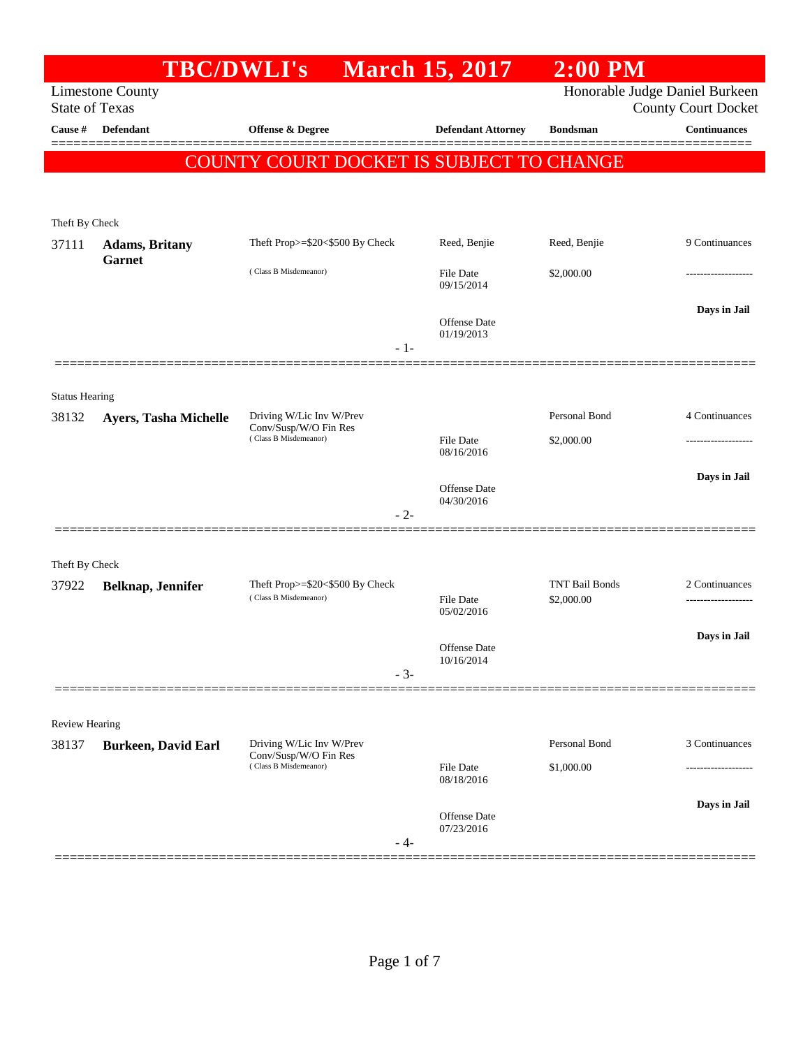# TBC/DWLI's March 15, 2017 2:00 PM

Limestone County
State of Texas

Honorable Judge Daniel Burkeen
County Court Docket

| Cause # | Defendant | Offense & Degree | Defendant Attorney | Bondsman | Continuances |
|---|---|---|---|---|---|

**COUNTY COURT DOCKET IS SUBJECT TO CHANGE**

Theft By Check

| Cause # | Defendant | Offense & Degree | Defendant Attorney | Bondsman | Continuances |
|---|---|---|---|---|---|
| 37111 | **Adams, Britany Garnet** | Theft Prop>=$20<$500 By Check (Class B Misdemeanor) | Reed, Benjie | Reed, Benjie | 9 Continuances |
| | | | File Date 09/15/2014 | $2,000.00 | ------------------- |
| | | | Offense Date 01/19/2013 | | **Days in Jail** |

- 1-

Status Hearing

| Cause # | Defendant | Offense & Degree | Defendant Attorney | Bondsman | Continuances |
|---|---|---|---|---|---|
| 38132 | **Ayers, Tasha Michelle** | Driving W/Lic Inv W/Prev Conv/Susp/W/O Fin Res (Class B Misdemeanor) | | Personal Bond | 4 Continuances |
| | | | File Date 08/16/2016 | $2,000.00 | ------------------- |
| | | | Offense Date 04/30/2016 | | **Days in Jail** |

- 2-

Theft By Check

| Cause # | Defendant | Offense & Degree | Defendant Attorney | Bondsman | Continuances |
|---|---|---|---|---|---|
| 37922 | **Belknap, Jennifer** | Theft Prop>=$20<$500 By Check (Class B Misdemeanor) | | TNT Bail Bonds | 2 Continuances |
| | | | File Date 05/02/2016 | $2,000.00 | ------------------- |
| | | | Offense Date 10/16/2014 | | **Days in Jail** |

- 3-

Review Hearing

| Cause # | Defendant | Offense & Degree | Defendant Attorney | Bondsman | Continuances |
|---|---|---|---|---|---|
| 38137 | **Burkeen, David Earl** | Driving W/Lic Inv W/Prev Conv/Susp/W/O Fin Res (Class B Misdemeanor) | | Personal Bond | 3 Continuances |
| | | | File Date 08/18/2016 | $1,000.00 | ------------------- |
| | | | Offense Date 07/23/2016 | | **Days in Jail** |

- 4-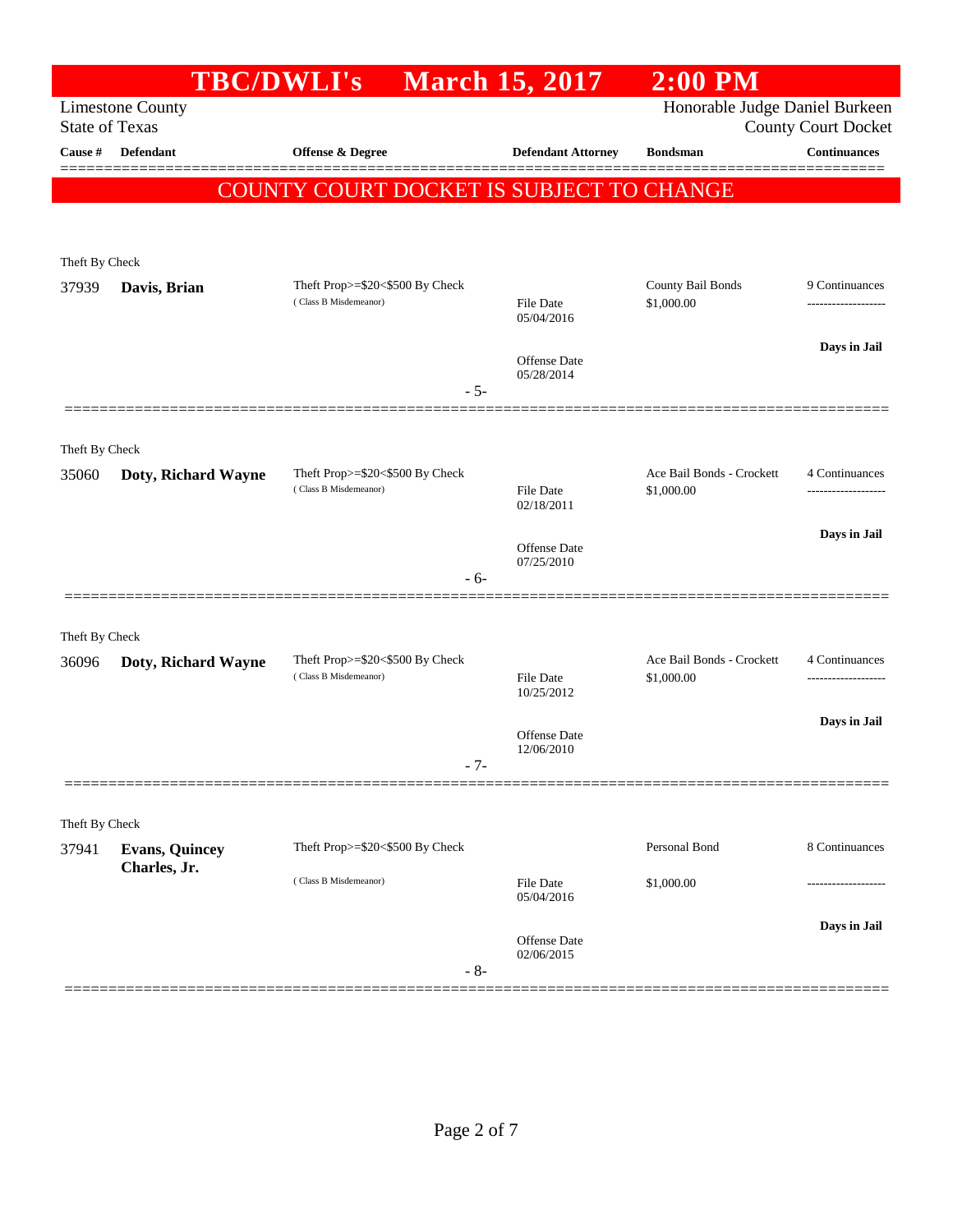# TBC/DWLI's March 15, 2017 2:00 PM

Limestone County
State of Texas

Honorable Judge Daniel Burkeen
County Court Docket

| Cause # | Defendant | Offense & Degree | Defendant Attorney | Bondsman | Continuances |
|---|---|---|---|---|---|

**COUNTY COURT DOCKET IS SUBJECT TO CHANGE**

---

Theft By Check

| Cause # | Defendant | Offense & Degree | Defendant Attorney | Bondsman | Continuances |
|---|---|---|---|---|---|
| 37939 | **Davis, Brian** | Theft Prop>=$20<$500 By Check (Class B Misdemeanor) | File Date 05/04/2016<br>Offense Date 05/28/2014 | County Bail Bonds<br>$1,000.00 | 9 Continuances<br>**Days in Jail** |

- 5-

---

Theft By Check

| Cause # | Defendant | Offense & Degree | Defendant Attorney | Bondsman | Continuances |
|---|---|---|---|---|---|
| 35060 | **Doty, Richard Wayne** | Theft Prop>=$20<$500 By Check (Class B Misdemeanor) | File Date 02/18/2011<br>Offense Date 07/25/2010 | Ace Bail Bonds - Crockett<br>$1,000.00 | 4 Continuances<br>**Days in Jail** |

- 6-

---

Theft By Check

| Cause # | Defendant | Offense & Degree | Defendant Attorney | Bondsman | Continuances |
|---|---|---|---|---|---|
| 36096 | **Doty, Richard Wayne** | Theft Prop>=$20<$500 By Check (Class B Misdemeanor) | File Date 10/25/2012<br>Offense Date 12/06/2010 | Ace Bail Bonds - Crockett<br>$1,000.00 | 4 Continuances<br>**Days in Jail** |

- 7-

---

Theft By Check

| Cause # | Defendant | Offense & Degree | Defendant Attorney | Bondsman | Continuances |
|---|---|---|---|---|---|
| 37941 | **Evans, Quincey Charles, Jr.** | Theft Prop>=$20<$500 By Check (Class B Misdemeanor) | File Date 05/04/2016<br>Offense Date 02/06/2015 | Personal Bond<br>$1,000.00 | 8 Continuances<br>**Days in Jail** |

- 8-

---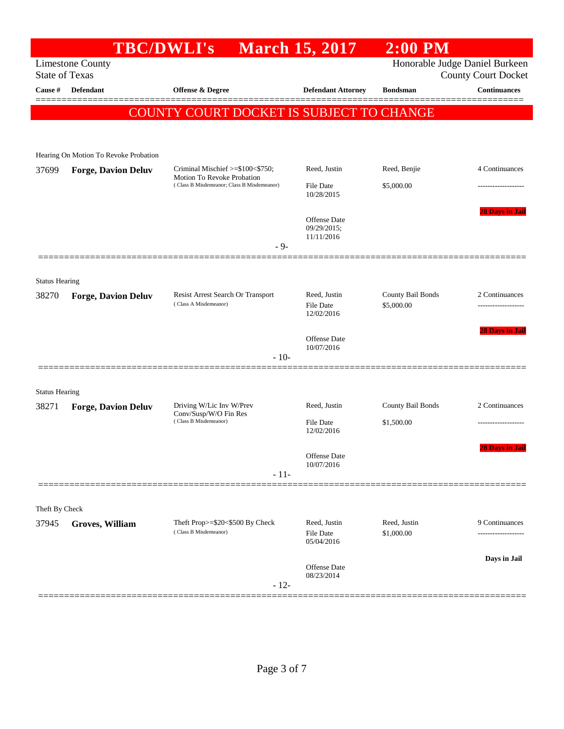# TBC/DWLI's March 15, 2017 2:00 PM

Limestone County
State of Texas

Honorable Judge Daniel Burkeen
County Court Docket

| Cause # | Defendant | Offense & Degree | Defendant Attorney | Bondsman | Continuances |
|---|---|---|---|---|---|

## COUNTY COURT DOCKET IS SUBJECT TO CHANGE

Hearing On Motion To Revoke Probation

| Cause # | Defendant | Offense & Degree | Defendant Attorney | Bondsman | Continuances |
|---|---|---|---|---|---|
| 37699 | **Forge, Davion Deluv** | Criminal Mischief >=$100<$750; Motion To Revoke Probation (Class B Misdemeanor; Class B Misdemeanor) | Reed, Justin<br>File Date 10/28/2015<br>Offense Date 09/29/2015; 11/11/2016 | Reed, Benjie<br>$5,000.00 | 4 Continuances<br>28 Days in Jail |

- 9-

Status Hearing

| Cause # | Defendant | Offense & Degree | Defendant Attorney | Bondsman | Continuances |
|---|---|---|---|---|---|
| 38270 | **Forge, Davion Deluv** | Resist Arrest Search Or Transport (Class A Misdemeanor) | Reed, Justin<br>File Date 12/02/2016<br>Offense Date 10/07/2016 | County Bail Bonds<br>$5,000.00 | 2 Continuances<br>28 Days in Jail |

- 10-

Status Hearing

| Cause # | Defendant | Offense & Degree | Defendant Attorney | Bondsman | Continuances |
|---|---|---|---|---|---|
| 38271 | **Forge, Davion Deluv** | Driving W/Lic Inv W/Prev Conv/Susp/W/O Fin Res (Class B Misdemeanor) | Reed, Justin<br>File Date 12/02/2016<br>Offense Date 10/07/2016 | County Bail Bonds<br>$1,500.00 | 2 Continuances<br>28 Days in Jail |

- 11-

Theft By Check

| Cause # | Defendant | Offense & Degree | Defendant Attorney | Bondsman | Continuances |
|---|---|---|---|---|---|
| 37945 | **Groves, William** | Theft Prop>=$20<$500 By Check (Class B Misdemeanor) | Reed, Justin<br>File Date 05/04/2016<br>Offense Date 08/23/2014 | Reed, Justin<br>$1,000.00 | 9 Continuances<br>Days in Jail |

- 12-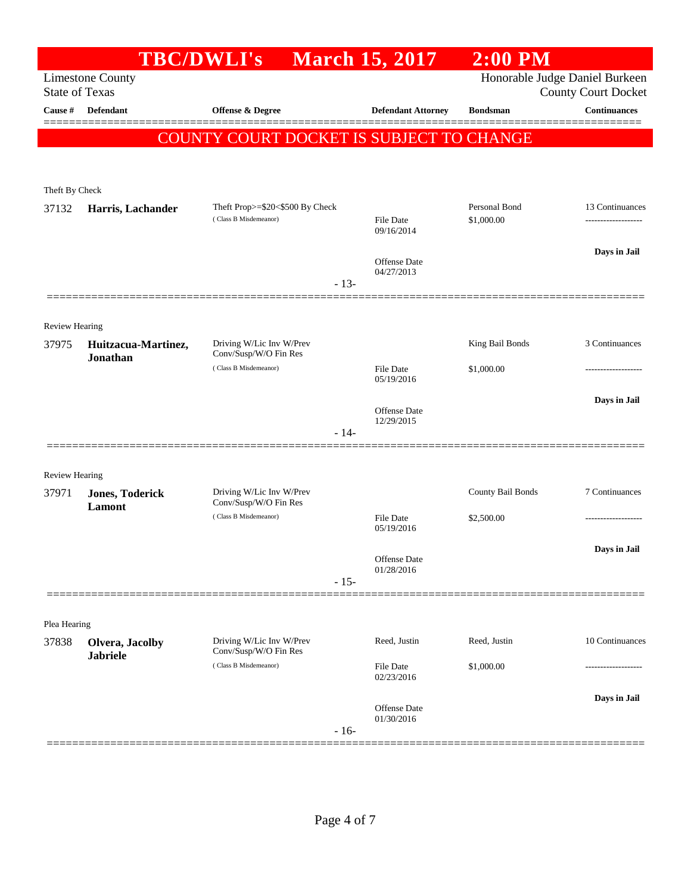# TBC/DWLI's March 15, 2017 2:00 PM

Limestone County
State of Texas

Honorable Judge Daniel Burkeen
County Court Docket

| Cause # | Defendant | Offense & Degree | Defendant Attorney | Bondsman | Continuances |
|---|---|---|---|---|---|

**COUNTY COURT DOCKET IS SUBJECT TO CHANGE**

Theft By Check

| Cause # | Defendant | Offense & Degree | Defendant Attorney | Bondsman | Continuances |
|---|---|---|---|---|---|
| 37132 | **Harris, Lachander** | Theft Prop>=$20<$500 By Check (Class B Misdemeanor) | File Date 09/16/2014; Offense Date 04/27/2013 | Personal Bond $1,000.00 | 13 Continuances; Days in Jail |

- 13-

Review Hearing

| Cause # | Defendant | Offense & Degree | Defendant Attorney | Bondsman | Continuances |
|---|---|---|---|---|---|
| 37975 | **Huitzacua-Martinez, Jonathan** | Driving W/Lic Inv W/Prev Conv/Susp/W/O Fin Res (Class B Misdemeanor) | File Date 05/19/2016; Offense Date 12/29/2015 | King Bail Bonds $1,000.00 | 3 Continuances; Days in Jail |

- 14-

Review Hearing

| Cause # | Defendant | Offense & Degree | Defendant Attorney | Bondsman | Continuances |
|---|---|---|---|---|---|
| 37971 | **Jones, Toderick Lamont** | Driving W/Lic Inv W/Prev Conv/Susp/W/O Fin Res (Class B Misdemeanor) | File Date 05/19/2016; Offense Date 01/28/2016 | County Bail Bonds $2,500.00 | 7 Continuances; Days in Jail |

- 15-

Plea Hearing

| Cause # | Defendant | Offense & Degree | Defendant Attorney | Bondsman | Continuances |
|---|---|---|---|---|---|
| 37838 | **Olvera, Jacolby Jabriele** | Driving W/Lic Inv W/Prev Conv/Susp/W/O Fin Res (Class B Misdemeanor) | Reed, Justin; File Date 02/23/2016; Offense Date 01/30/2016 | Reed, Justin $1,000.00 | 10 Continuances; Days in Jail |

- 16-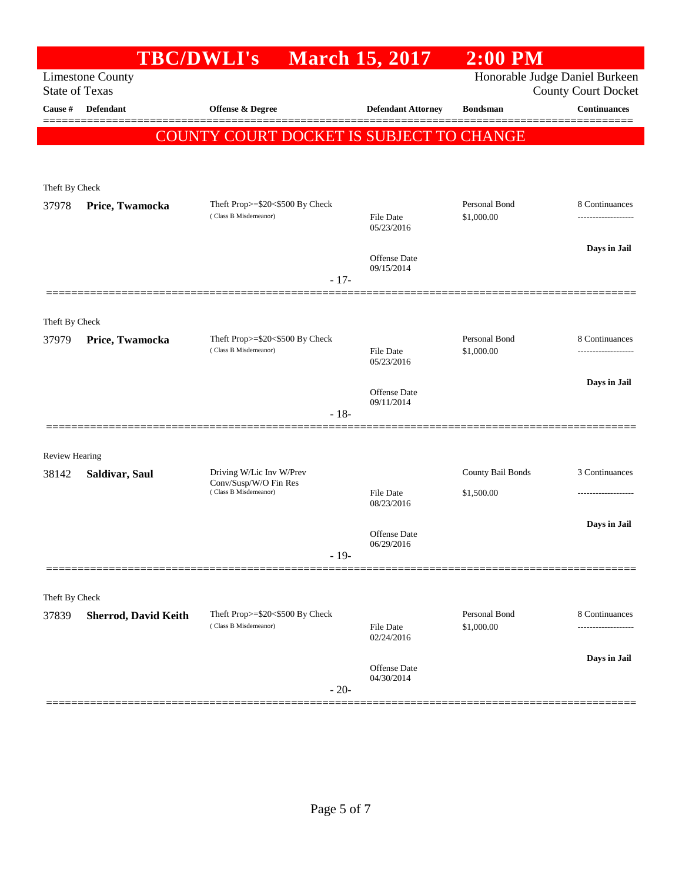# TBC/DWLI's March 15, 2017 2:00 PM

Limestone County
State of Texas

Honorable Judge Daniel Burkeen
County Court Docket

| Cause # | Defendant | Offense & Degree | Defendant Attorney | Bondsman | Continuances |
|---|---|---|---|---|---|

**COUNTY COURT DOCKET IS SUBJECT TO CHANGE**

---

Theft By Check

| Cause # | Defendant | Offense & Degree | Defendant Attorney | Bondsman | Continuances |
|---|---|---|---|---|---|
| 37978 | **Price, Twamocka** | Theft Prop>=$20<$500 By Check (Class B Misdemeanor) | File Date 05/23/2016; Offense Date 09/15/2014 | Personal Bond $1,000.00 | 8 Continuances; Days in Jail |

- 17-

---

Theft By Check

| Cause # | Defendant | Offense & Degree | Defendant Attorney | Bondsman | Continuances |
|---|---|---|---|---|---|
| 37979 | **Price, Twamocka** | Theft Prop>=$20<$500 By Check (Class B Misdemeanor) | File Date 05/23/2016; Offense Date 09/11/2014 | Personal Bond $1,000.00 | 8 Continuances; Days in Jail |

- 18-

---

Review Hearing

| Cause # | Defendant | Offense & Degree | Defendant Attorney | Bondsman | Continuances |
|---|---|---|---|---|---|
| 38142 | **Saldivar, Saul** | Driving W/Lic Inv W/Prev Conv/Susp/W/O Fin Res (Class B Misdemeanor) | File Date 08/23/2016; Offense Date 06/29/2016 | County Bail Bonds $1,500.00 | 3 Continuances; Days in Jail |

- 19-

---

Theft By Check

| Cause # | Defendant | Offense & Degree | Defendant Attorney | Bondsman | Continuances |
|---|---|---|---|---|---|
| 37839 | **Sherrod, David Keith** | Theft Prop>=$20<$500 By Check (Class B Misdemeanor) | File Date 02/24/2016; Offense Date 04/30/2014 | Personal Bond $1,000.00 | 8 Continuances; Days in Jail |

- 20-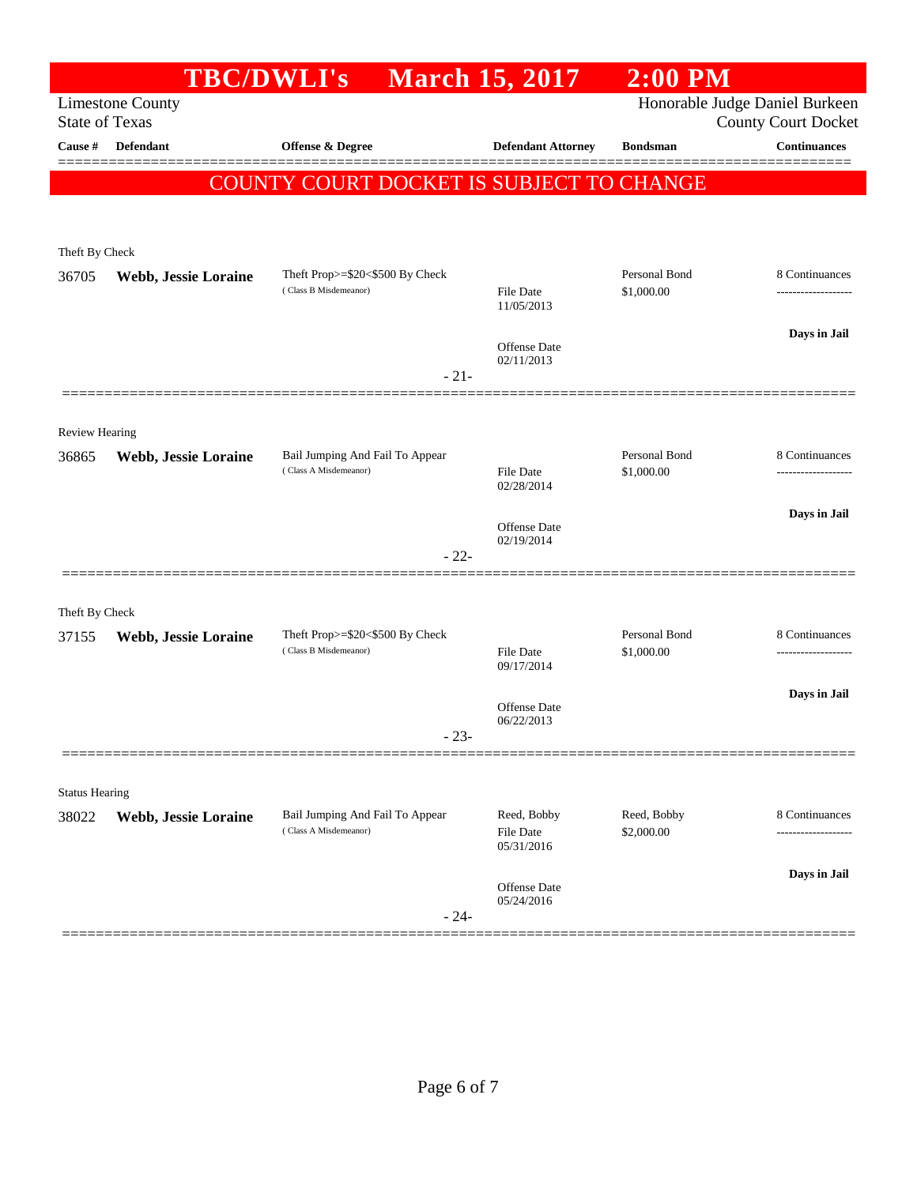# TBC/DWLI's March 15, 2017 2:00 PM

Limestone County
State of Texas

Honorable Judge Daniel Burkeen
County Court Docket

**COUNTY COURT DOCKET IS SUBJECT TO CHANGE**

| Cause # | Defendant | Offense & Degree | Defendant Attorney | Bondsman | Continuances |
|---|---|---|---|---|---|
| **Theft By Check** | | | | | |
| 36705 | **Webb, Jessie Loraine** | Theft Prop>=$20<$500 By Check (Class B Misdemeanor) | File Date 11/05/2013; Offense Date 02/11/2013 | Personal Bond $1,000.00 | 8 Continuances; Days in Jail |
| | | | - 21- | | |
| **Review Hearing** | | | | | |
| 36865 | **Webb, Jessie Loraine** | Bail Jumping And Fail To Appear (Class A Misdemeanor) | File Date 02/28/2014; Offense Date 02/19/2014 | Personal Bond $1,000.00 | 8 Continuances; Days in Jail |
| | | | - 22- | | |
| **Theft By Check** | | | | | |
| 37155 | **Webb, Jessie Loraine** | Theft Prop>=$20<$500 By Check (Class B Misdemeanor) | File Date 09/17/2014; Offense Date 06/22/2013 | Personal Bond $1,000.00 | 8 Continuances; Days in Jail |
| | | | - 23- | | |
| **Status Hearing** | | | | | |
| 38022 | **Webb, Jessie Loraine** | Bail Jumping And Fail To Appear (Class A Misdemeanor) | Reed, Bobby; File Date 05/31/2016; Offense Date 05/24/2016 | Reed, Bobby $2,000.00 | 8 Continuances; Days in Jail |
| | | | - 24- | | |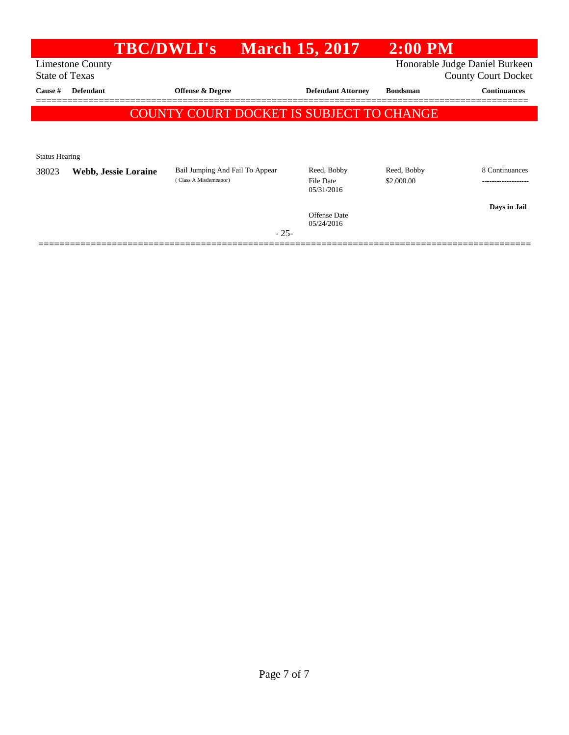# TBC/DWLI's March 15, 2017 2:00 PM

Limestone County
State of Texas

Honorable Judge Daniel Burkeen
County Court Docket

| Cause # | Defendant | Offense & Degree | Defendant Attorney | Bondsman | Continuances |
|---|---|---|---|---|---|

## COUNTY COURT DOCKET IS SUBJECT TO CHANGE

Status Hearing

| Cause # | Defendant | Offense & Degree | Defendant Attorney | Bondsman | Continuances |
|---|---|---|---|---|---|
| 38023 | **Webb, Jessie Loraine** | Bail Jumping And Fail To Appear (Class A Misdemeanor) | Reed, Bobby<br>File Date 05/31/2016<br>Offense Date 05/24/2016 | Reed, Bobby<br>$2,000.00 | 8 Continuances<br>-------------------<br>**Days in Jail** |

- 25-